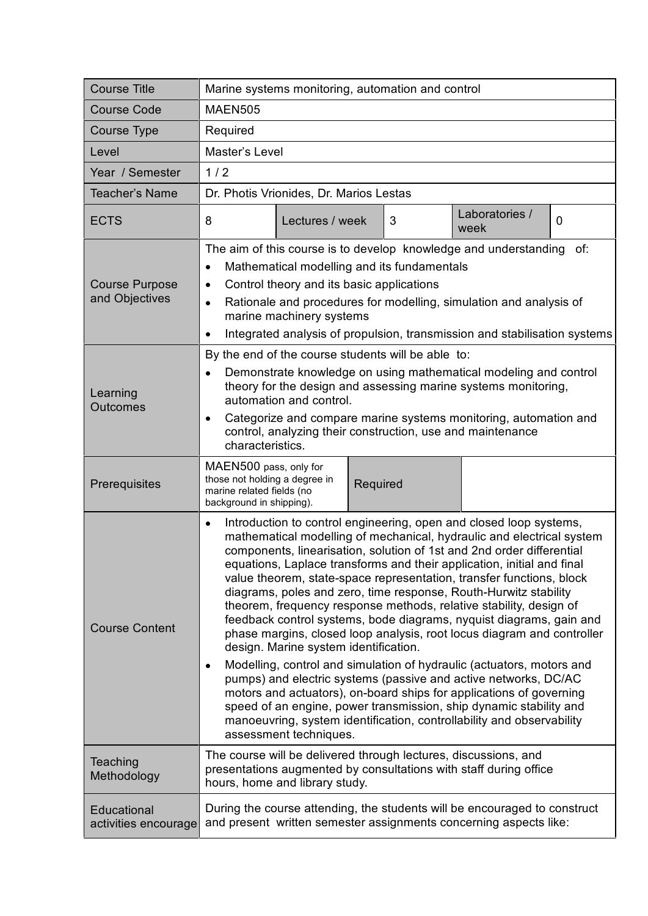| Course Title | Marine systems monitoring, automation and control | | | | |
|---|---|---|---|---|---|
| Course Code | MAEN505 | | | | |
| Course Type | Required | | | | |
| Level | Master's Level | | | | |
| Year / Semester | 1 / 2 | | | | |
| Teacher's Name | Dr. Photis Vrionides, Dr. Marios Lestas | | | | |
| ECTS | 8 | Lectures / week | 3 | Laboratories / week | 0 |
| Course Purpose and Objectives | The aim of this course is to develop knowledge and understanding of:<br>• Mathematical modelling and its fundamentals<br>• Control theory and its basic applications<br>• Rationale and procedures for modelling, simulation and analysis of marine machinery systems<br>• Integrated analysis of propulsion, transmission and stabilisation systems | | | | |
| Learning Outcomes | By the end of the course students will be able to:<br>• Demonstrate knowledge on using mathematical modeling and control theory for the design and assessing marine systems monitoring, automation and control.<br>• Categorize and compare marine systems monitoring, automation and control, analyzing their construction, use and maintenance characteristics. | | | | |
| Prerequisites | MAEN500 pass, only for those not holding a degree in marine related fields (no background in shipping). | Required | | | |
| Course Content | • Introduction to control engineering, open and closed loop systems, mathematical modelling of mechanical, hydraulic and electrical system components, linearisation, solution of 1st and 2nd order differential equations, Laplace transforms and their application, initial and final value theorem, state-space representation, transfer functions, block diagrams, poles and zero, time response, Routh-Hurwitz stability theorem, frequency response methods, relative stability, design of feedback control systems, bode diagrams, nyquist diagrams, gain and phase margins, closed loop analysis, root locus diagram and controller design. Marine system identification.<br>• Modelling, control and simulation of hydraulic (actuators, motors and pumps) and electric systems (passive and active networks, DC/AC motors and actuators), on-board ships for applications of governing speed of an engine, power transmission, ship dynamic stability and manoeuvring, system identification, controllability and observability assessment techniques. | | | | |
| Teaching Methodology | The course will be delivered through lectures, discussions, and presentations augmented by consultations with staff during office hours, home and library study. | | | | |
| Educational activities encourage | During the course attending, the students will be encouraged to construct and present written semester assignments concerning aspects like: | | | | |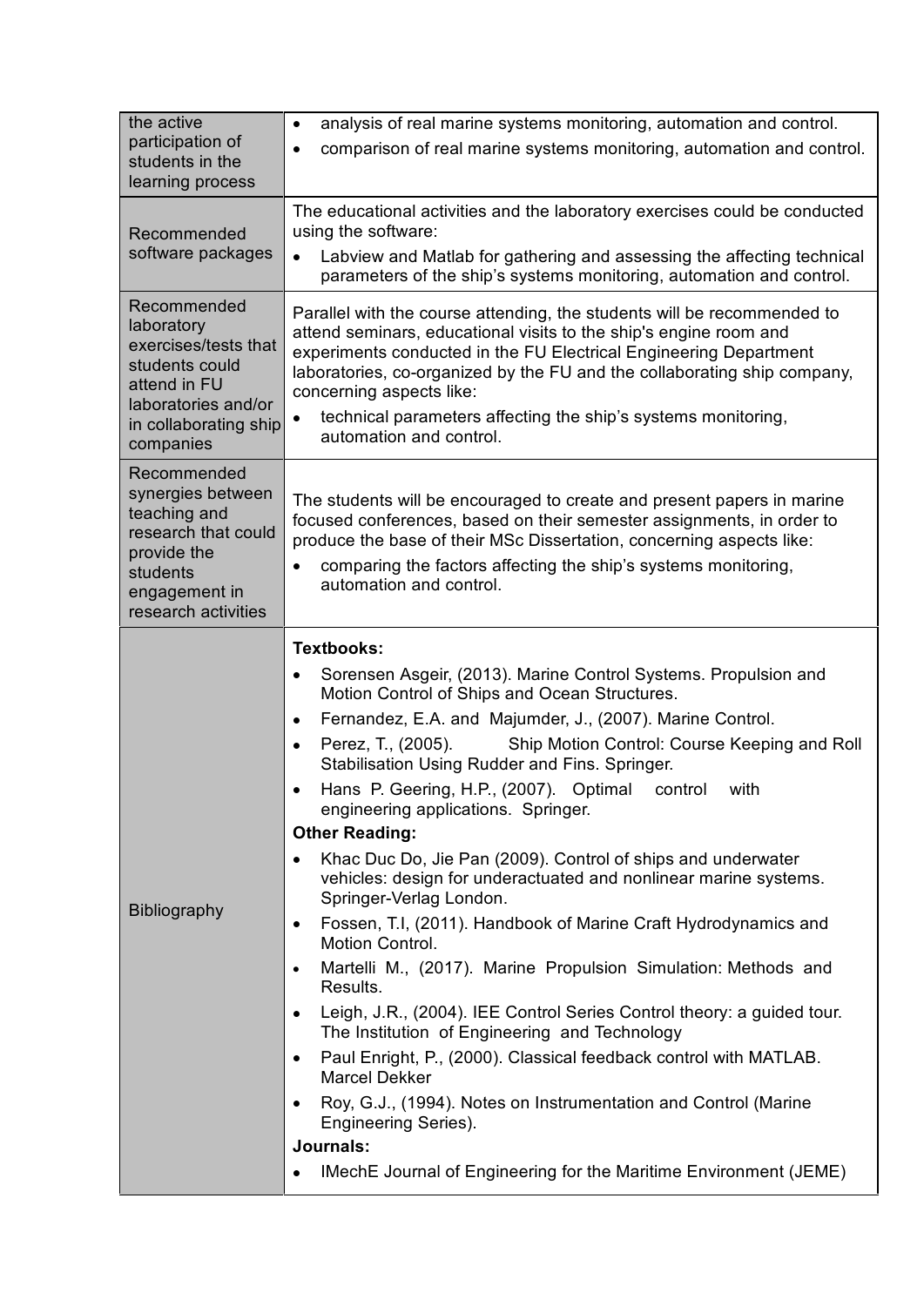| | |
|---|---|
| the active participation of students in the learning process | • analysis of real marine systems monitoring, automation and control.<br>• comparison of real marine systems monitoring, automation and control. |
| Recommended software packages | The educational activities and the laboratory exercises could be conducted using the software:<br>• Labview and Matlab for gathering and assessing the affecting technical parameters of the ship's systems monitoring, automation and control. |
| Recommended laboratory exercises/tests that students could attend in FU laboratories and/or in collaborating ship companies | Parallel with the course attending, the students will be recommended to attend seminars, educational visits to the ship's engine room and experiments conducted in the FU Electrical Engineering Department laboratories, co-organized by the FU and the collaborating ship company, concerning aspects like:<br>• technical parameters affecting the ship's systems monitoring, automation and control. |
| Recommended synergies between teaching and research that could provide the students engagement in research activities | The students will be encouraged to create and present papers in marine focused conferences, based on their semester assignments, in order to produce the base of their MSc Dissertation, concerning aspects like:<br>• comparing the factors affecting the ship's systems monitoring, automation and control. |
| Bibliography | **Textbooks:**<br>• Sorensen Asgeir, (2013). Marine Control Systems. Propulsion and Motion Control of Ships and Ocean Structures.<br>• Fernandez, E.A. and Majumder, J., (2007). Marine Control.<br>• Perez, T., (2005). Ship Motion Control: Course Keeping and Roll Stabilisation Using Rudder and Fins. Springer.<br>• Hans P. Geering, H.P., (2007). Optimal control with engineering applications. Springer.<br>**Other Reading:**<br>• Khac Duc Do, Jie Pan (2009). Control of ships and underwater vehicles: design for underactuated and nonlinear marine systems. Springer-Verlag London.<br>• Fossen, T.I, (2011). Handbook of Marine Craft Hydrodynamics and Motion Control.<br>• Martelli M., (2017). Marine Propulsion Simulation: Methods and Results.<br>• Leigh, J.R., (2004). IEE Control Series Control theory: a guided tour. The Institution of Engineering and Technology<br>• Paul Enright, P., (2000). Classical feedback control with MATLAB. Marcel Dekker<br>• Roy, G.J., (1994). Notes on Instrumentation and Control (Marine Engineering Series).<br>**Journals:**<br>• IMechE Journal of Engineering for the Maritime Environment (JEME) |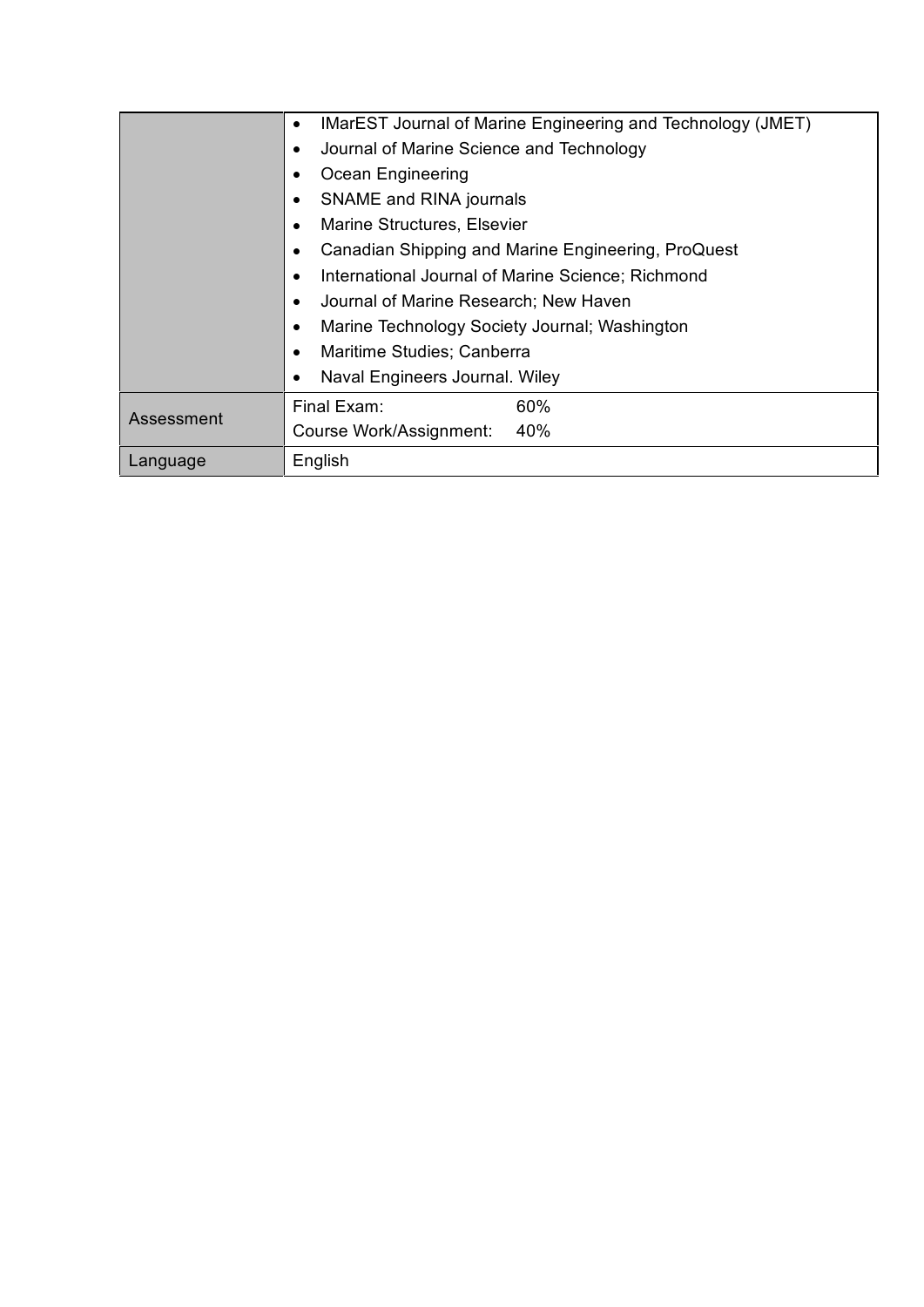| | |
|---|---|
| | • IMarEST Journal of Marine Engineering and Technology (JMET)<br>• Journal of Marine Science and Technology<br>• Ocean Engineering<br>• SNAME and RINA journals<br>• Marine Structures, Elsevier<br>• Canadian Shipping and Marine Engineering, ProQuest<br>• International Journal of Marine Science; Richmond<br>• Journal of Marine Research; New Haven<br>• Marine Technology Society Journal; Washington<br>• Maritime Studies; Canberra<br>• Naval Engineers Journal. Wiley |
| Assessment | Final Exam: 60%<br>Course Work/Assignment: 40% |
| Language | English |